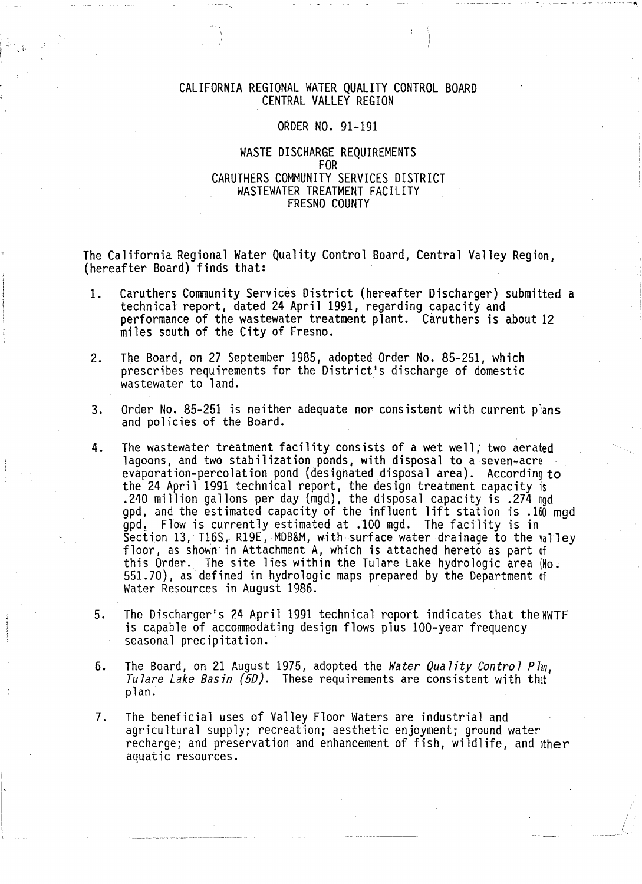# CALIFORNIA REGIONAL WATER QUALITY CONTROL BOARD
## CENTRAL VALLEY REGION

### ORDER NO. 91-191

### WASTE DISCHARGE REQUIREMENTS
### FOR
### CARUTHERS COMMUNITY SERVICES DISTRICT
### WASTEWATER TREATMENT FACILITY
### FRESNO COUNTY

The California Regional Water Quality Control Board, Central Valley Region, (hereafter Board) finds that:

1. Caruthers Community Services District (hereafter Discharger) submitted a technical report, dated 24 April 1991, regarding capacity and performance of the wastewater treatment plant. Caruthers is about 12 miles south of the City of Fresno.

2. The Board, on 27 September 1985, adopted Order No. 85-251, which prescribes requirements for the District's discharge of domestic wastewater to land.

3. Order No. 85-251 is neither adequate nor consistent with current plans and policies of the Board.

4. The wastewater treatment facility consists of a wet well, two aerated lagoons, and two stabilization ponds, with disposal to a seven-acre evaporation-percolation pond (designated disposal area). According to the 24 April 1991 technical report, the design treatment capacity is .240 million gallons per day (mgd), the disposal capacity is .274 mgd gpd, and the estimated capacity of the influent lift station is .160 mgd gpd. Flow is currently estimated at .100 mgd. The facility is in Section 13, T16S, R19E, MDB&M, with surface water drainage to the valley floor, as shown in Attachment A, which is attached hereto as part of this Order. The site lies within the Tulare Lake hydrologic area (No. 551.70), as defined in hydrologic maps prepared by the Department of Water Resources in August 1986.

5. The Discharger's 24 April 1991 technical report indicates that the WWTF is capable of accommodating design flows plus 100-year frequency seasonal precipitation.

6. The Board, on 21 August 1975, adopted the *Water Quality Control Plan, Tulare Lake Basin (5D)*. These requirements are consistent with that plan.

7. The beneficial uses of Valley Floor Waters are industrial and agricultural supply; recreation; aesthetic enjoyment; ground water recharge; and preservation and enhancement of fish, wildlife, and other aquatic resources.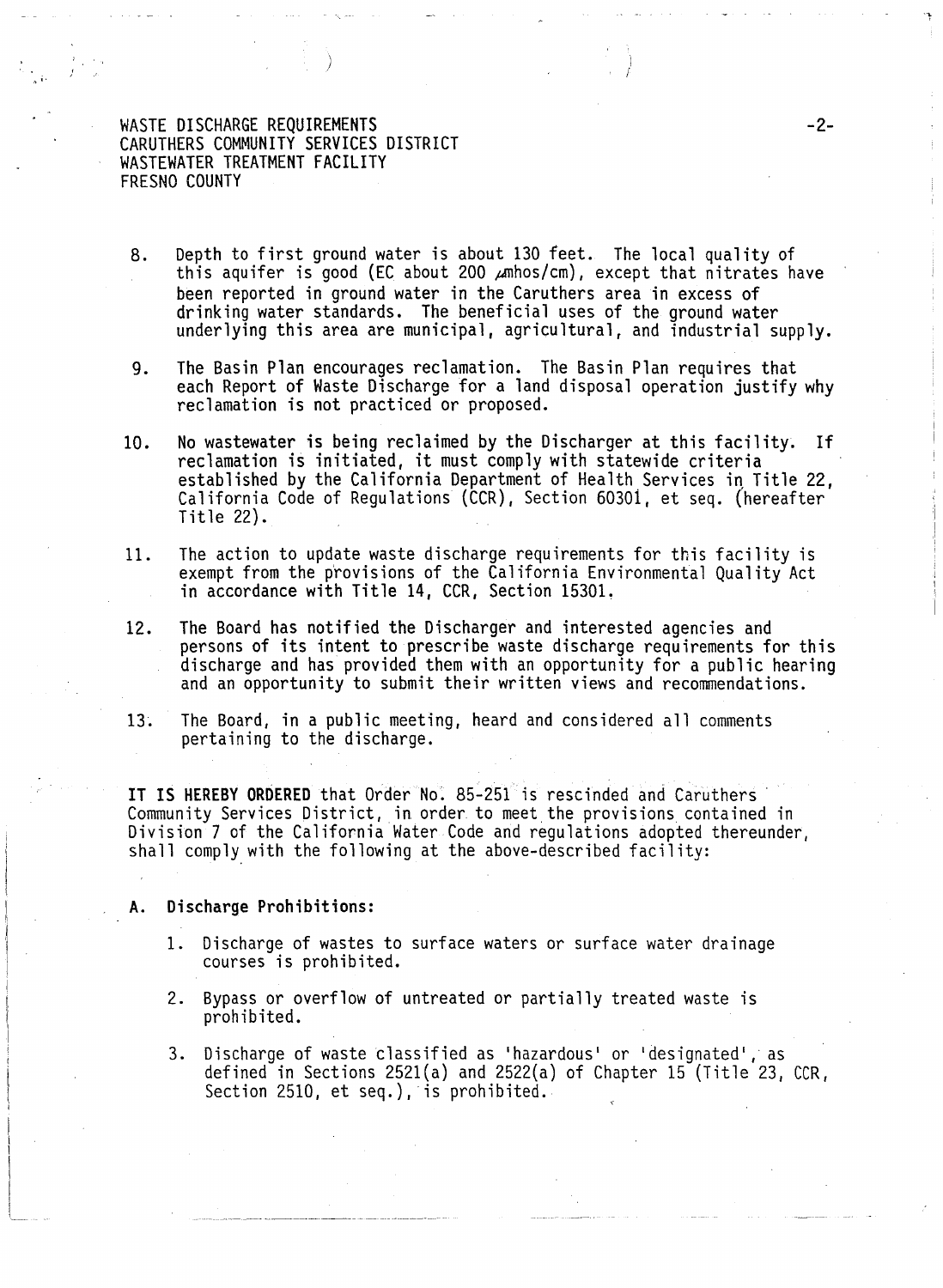8. Depth to first ground water is about 130 feet. The local quality of this aquifer is good (EC about 200 $\mu$mhos/cm), except that nitrates have been reported in ground water in the Caruthers area in excess of drinking water standards. The beneficial uses of the ground water underlying this area are municipal, agricultural, and industrial supply.

9. The Basin Plan encourages reclamation. The Basin Plan requires that each Report of Waste Discharge for a land disposal operation justify why reclamation is not practiced or proposed.

10. No wastewater is being reclaimed by the Discharger at this facility. If reclamation is initiated, it must comply with statewide criteria established by the California Department of Health Services in Title 22, California Code of Regulations (CCR), Section 60301, et seq. (hereafter Title 22).

11. The action to update waste discharge requirements for this facility is exempt from the provisions of the California Environmental Quality Act in accordance with Title 14, CCR, Section 15301.

12. The Board has notified the Discharger and interested agencies and persons of its intent to prescribe waste discharge requirements for this discharge and has provided them with an opportunity for a public hearing and an opportunity to submit their written views and recommendations.

13. The Board, in a public meeting, heard and considered all comments pertaining to the discharge.

**IT IS HEREBY ORDERED** that Order No. 85-251 is rescinded and Caruthers Community Services District, in order to meet the provisions contained in Division 7 of the California Water Code and regulations adopted thereunder, shall comply with the following at the above-described facility:

**A. Discharge Prohibitions:**

1. Discharge of wastes to surface waters or surface water drainage courses is prohibited.

2. Bypass or overflow of untreated or partially treated waste is prohibited.

3. Discharge of waste classified as 'hazardous' or 'designated', as defined in Sections 2521(a) and 2522(a) of Chapter 15 (Title 23, CCR, Section 2510, et seq.), is prohibited.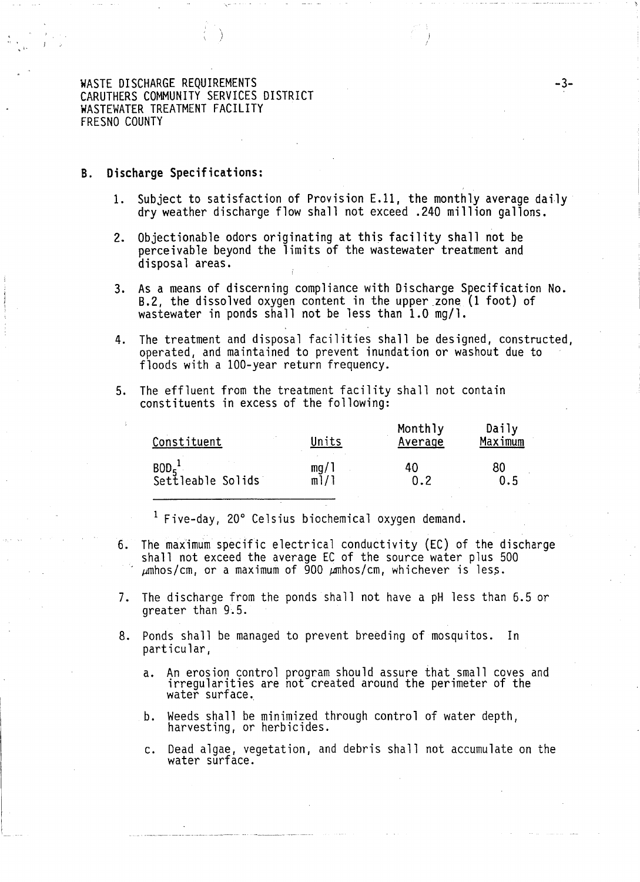WASTE DISCHARGE REQUIREMENTS
CARUTHERS COMMUNITY SERVICES DISTRICT
WASTEWATER TREATMENT FACILITY
FRESNO COUNTY

## B. Discharge Specifications:

1. Subject to satisfaction of Provision E.11, the monthly average daily dry weather discharge flow shall not exceed .240 million gallons.

2. Objectionable odors originating at this facility shall not be perceivable beyond the limits of the wastewater treatment and disposal areas.

3. As a means of discerning compliance with Discharge Specification No. B.2, the dissolved oxygen content in the upper zone (1 foot) of wastewater in ponds shall not be less than 1.0 mg/l.

4. The treatment and disposal facilities shall be designed, constructed, operated, and maintained to prevent inundation or washout due to floods with a 100-year return frequency.

5. The effluent from the treatment facility shall not contain constituents in excess of the following:

| Constituent | Units | Monthly Average | Daily Maximum |
|---|---|---|---|
| $BOD_5$[1] | mg/l | 40 | 80 |
| Settleable Solids | ml/l | 0.2 | 0.5 |

[1] Five-day, 20° Celsius biochemical oxygen demand.

6. The maximum specific electrical conductivity (EC) of the discharge shall not exceed the average EC of the source water plus 500 µmhos/cm, or a maximum of 900 µmhos/cm, whichever is less.

7. The discharge from the ponds shall not have a pH less than 6.5 or greater than 9.5.

8. Ponds shall be managed to prevent breeding of mosquitos. In particular,

   a. An erosion control program should assure that small coves and irregularities are not created around the perimeter of the water surface.

   b. Weeds shall be minimized through control of water depth, harvesting, or herbicides.

   c. Dead algae, vegetation, and debris shall not accumulate on the water surface.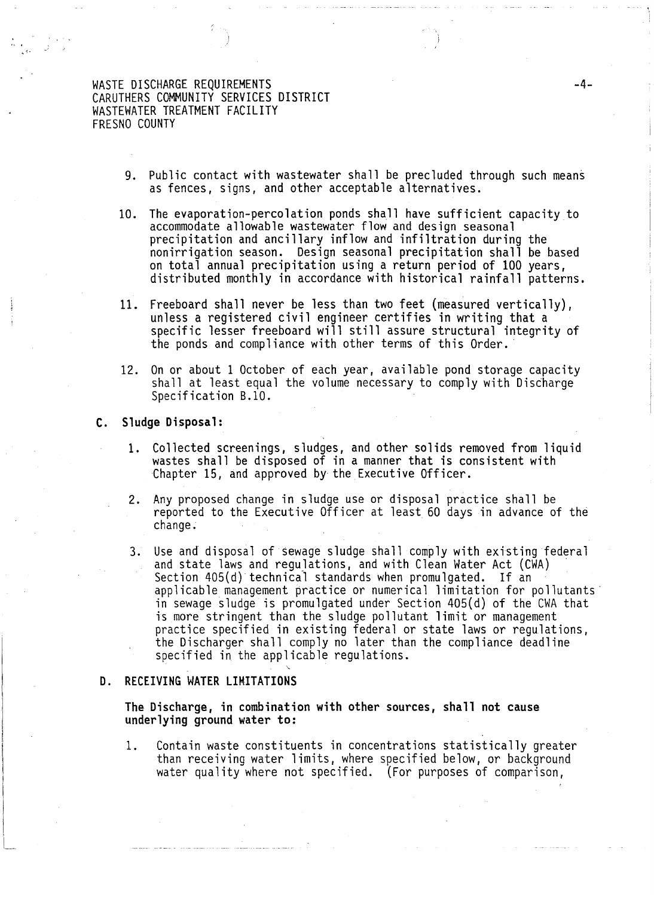9. Public contact with wastewater shall be precluded through such means as fences, signs, and other acceptable alternatives.

10. The evaporation-percolation ponds shall have sufficient capacity to accommodate allowable wastewater flow and design seasonal precipitation and ancillary inflow and infiltration during the nonirrigation season. Design seasonal precipitation shall be based on total annual precipitation using a return period of 100 years, distributed monthly in accordance with historical rainfall patterns.

11. Freeboard shall never be less than two feet (measured vertically), unless a registered civil engineer certifies in writing that a specific lesser freeboard will still assure structural integrity of the ponds and compliance with other terms of this Order.

12. On or about 1 October of each year, available pond storage capacity shall at least equal the volume necessary to comply with Discharge Specification B.10.

## C. Sludge Disposal:

1. Collected screenings, sludges, and other solids removed from liquid wastes shall be disposed of in a manner that is consistent with Chapter 15, and approved by the Executive Officer.

2. Any proposed change in sludge use or disposal practice shall be reported to the Executive Officer at least 60 days in advance of the change.

3. Use and disposal of sewage sludge shall comply with existing federal and state laws and regulations, and with Clean Water Act (CWA) Section 405(d) technical standards when promulgated. If an applicable management practice or numerical limitation for pollutants in sewage sludge is promulgated under Section 405(d) of the CWA that is more stringent than the sludge pollutant limit or management practice specified in existing federal or state laws or regulations, the Discharger shall comply no later than the compliance deadline specified in the applicable regulations.

## D. RECEIVING WATER LIMITATIONS

**The Discharge, in combination with other sources, shall not cause underlying ground water to:**

1. Contain waste constituents in concentrations statistically greater than receiving water limits, where specified below, or background water quality where not specified. (For purposes of comparison,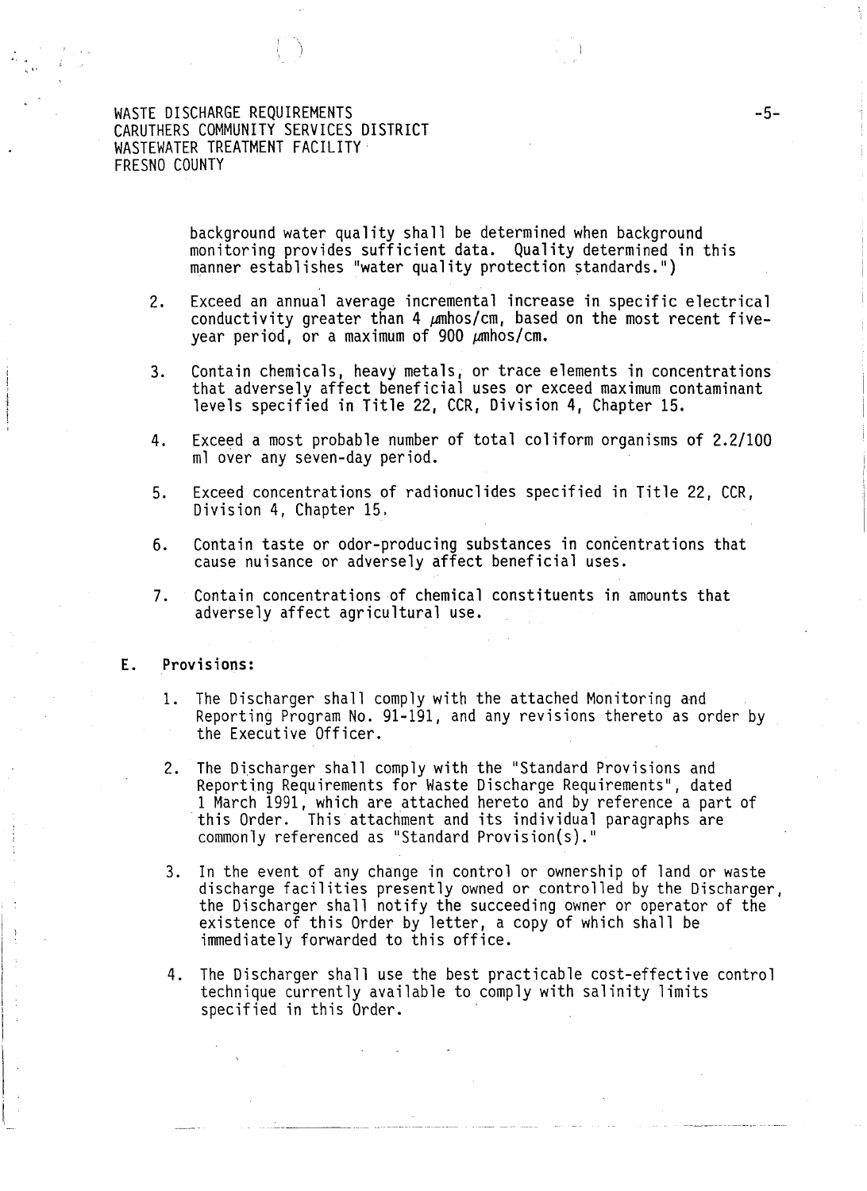background water quality shall be determined when background monitoring provides sufficient data. Quality determined in this manner establishes "water quality protection standards.")

2. Exceed an annual average incremental increase in specific electrical conductivity greater than 4 μmhos/cm, based on the most recent five-year period, or a maximum of 900 μmhos/cm.

3. Contain chemicals, heavy metals, or trace elements in concentrations that adversely affect beneficial uses or exceed maximum contaminant levels specified in Title 22, CCR, Division 4, Chapter 15.

4. Exceed a most probable number of total coliform organisms of 2.2/100 ml over any seven-day period.

5. Exceed concentrations of radionuclides specified in Title 22, CCR, Division 4, Chapter 15.

6. Contain taste or odor-producing substances in concentrations that cause nuisance or adversely affect beneficial uses.

7. Contain concentrations of chemical constituents in amounts that adversely affect agricultural use.

**E. Provisions:**

1. The Discharger shall comply with the attached Monitoring and Reporting Program No. 91-191, and any revisions thereto as order by the Executive Officer.

2. The Discharger shall comply with the "Standard Provisions and Reporting Requirements for Waste Discharge Requirements", dated 1 March 1991, which are attached hereto and by reference a part of this Order. This attachment and its individual paragraphs are commonly referenced as "Standard Provision(s)."

3. In the event of any change in control or ownership of land or waste discharge facilities presently owned or controlled by the Discharger, the Discharger shall notify the succeeding owner or operator of the existence of this Order by letter, a copy of which shall be immediately forwarded to this office.

4. The Discharger shall use the best practicable cost-effective control technique currently available to comply with salinity limits specified in this Order.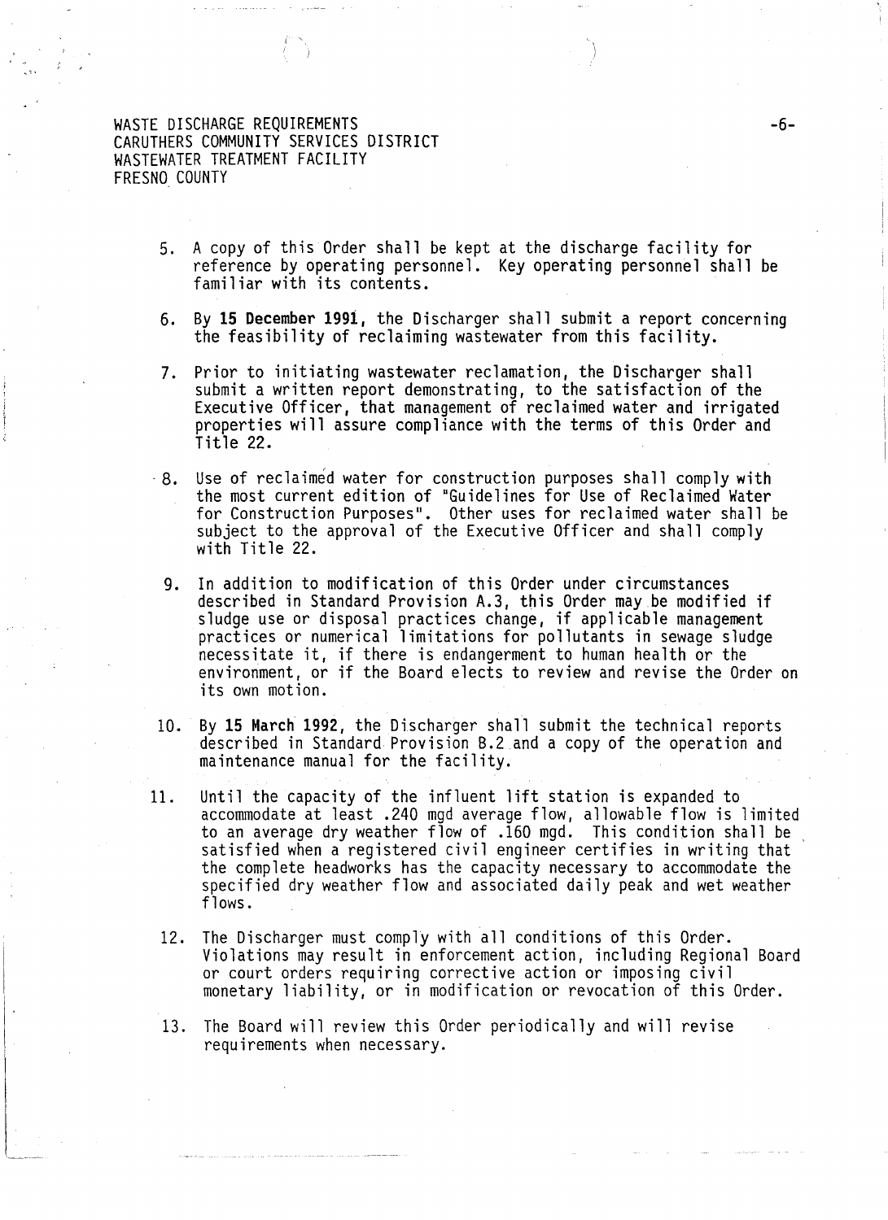5. A copy of this Order shall be kept at the discharge facility for reference by operating personnel. Key operating personnel shall be familiar with its contents.

6. By **15 December 1991**, the Discharger shall submit a report concerning the feasibility of reclaiming wastewater from this facility.

7. Prior to initiating wastewater reclamation, the Discharger shall submit a written report demonstrating, to the satisfaction of the Executive Officer, that management of reclaimed water and irrigated properties will assure compliance with the terms of this Order and Title 22.

8. Use of reclaimed water for construction purposes shall comply with the most current edition of "Guidelines for Use of Reclaimed Water for Construction Purposes". Other uses for reclaimed water shall be subject to the approval of the Executive Officer and shall comply with Title 22.

9. In addition to modification of this Order under circumstances described in Standard Provision A.3, this Order may be modified if sludge use or disposal practices change, if applicable management practices or numerical limitations for pollutants in sewage sludge necessitate it, if there is endangerment to human health or the environment, or if the Board elects to review and revise the Order on its own motion.

10. By **15 March 1992**, the Discharger shall submit the technical reports described in Standard Provision B.2 and a copy of the operation and maintenance manual for the facility.

11. Until the capacity of the influent lift station is expanded to accommodate at least .240 mgd average flow, allowable flow is limited to an average dry weather flow of .160 mgd. This condition shall be satisfied when a registered civil engineer certifies in writing that the complete headworks has the capacity necessary to accommodate the specified dry weather flow and associated daily peak and wet weather flows.

12. The Discharger must comply with all conditions of this Order. Violations may result in enforcement action, including Regional Board or court orders requiring corrective action or imposing civil monetary liability, or in modification or revocation of this Order.

13. The Board will review this Order periodically and will revise requirements when necessary.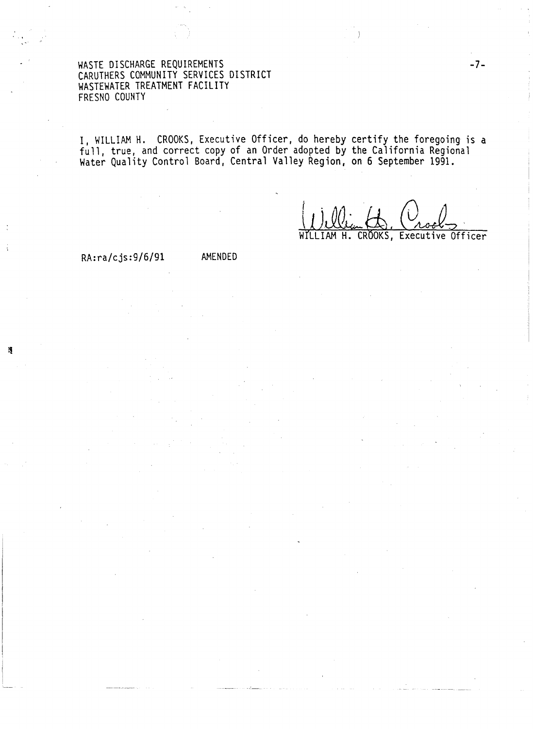WASTE DISCHARGE REQUIREMENTS
CARUTHERS COMMUNITY SERVICES DISTRICT
WASTEWATER TREATMENT FACILITY
FRESNO COUNTY

I, WILLIAM H. CROOKS, Executive Officer, do hereby certify the foregoing is a full, true, and correct copy of an Order adopted by the California Regional Water Quality Control Board, Central Valley Region, on 6 September 1991.

WILLIAM H. CROOKS, Executive Officer

RA:ra/cjs:9/6/91 AMENDED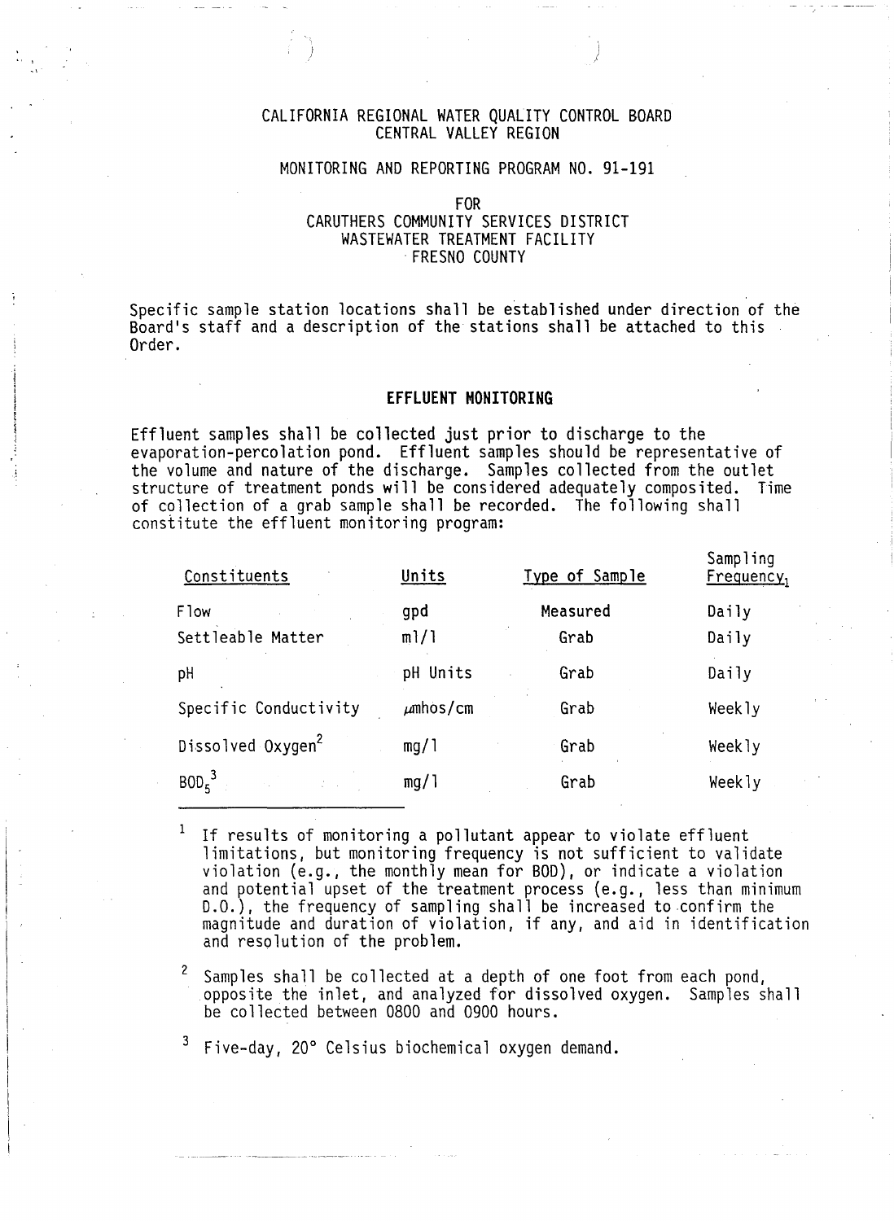CALIFORNIA REGIONAL WATER QUALITY CONTROL BOARD
CENTRAL VALLEY REGION

MONITORING AND REPORTING PROGRAM NO. 91-191

FOR
CARUTHERS COMMUNITY SERVICES DISTRICT
WASTEWATER TREATMENT FACILITY
FRESNO COUNTY

Specific sample station locations shall be established under direction of the Board's staff and a description of the stations shall be attached to this Order.

## EFFLUENT MONITORING

Effluent samples shall be collected just prior to discharge to the evaporation-percolation pond. Effluent samples should be representative of the volume and nature of the discharge. Samples collected from the outlet structure of treatment ponds will be considered adequately composited. Time of collection of a grab sample shall be recorded. The following shall constitute the effluent monitoring program:

| Constituents | Units | Type of Sample | Sampling Frequency[1] |
|---|---|---|---|
| Flow | gpd | Measured | Daily |
| Settleable Matter | ml/l | Grab | Daily |
| pH | pH Units | Grab | Daily |
| Specific Conductivity | µmhos/cm | Grab | Weekly |
| Dissolved Oxygen[2] | mg/l | Grab | Weekly |
| $BOD_5$[3] | mg/l | Grab | Weekly |

[1] If results of monitoring a pollutant appear to violate effluent limitations, but monitoring frequency is not sufficient to validate violation (e.g., the monthly mean for BOD), or indicate a violation and potential upset of the treatment process (e.g., less than minimum D.O.), the frequency of sampling shall be increased to confirm the magnitude and duration of violation, if any, and aid in identification and resolution of the problem.

[2] Samples shall be collected at a depth of one foot from each pond, opposite the inlet, and analyzed for dissolved oxygen. Samples shall be collected between 0800 and 0900 hours.

[3] Five-day, 20° Celsius biochemical oxygen demand.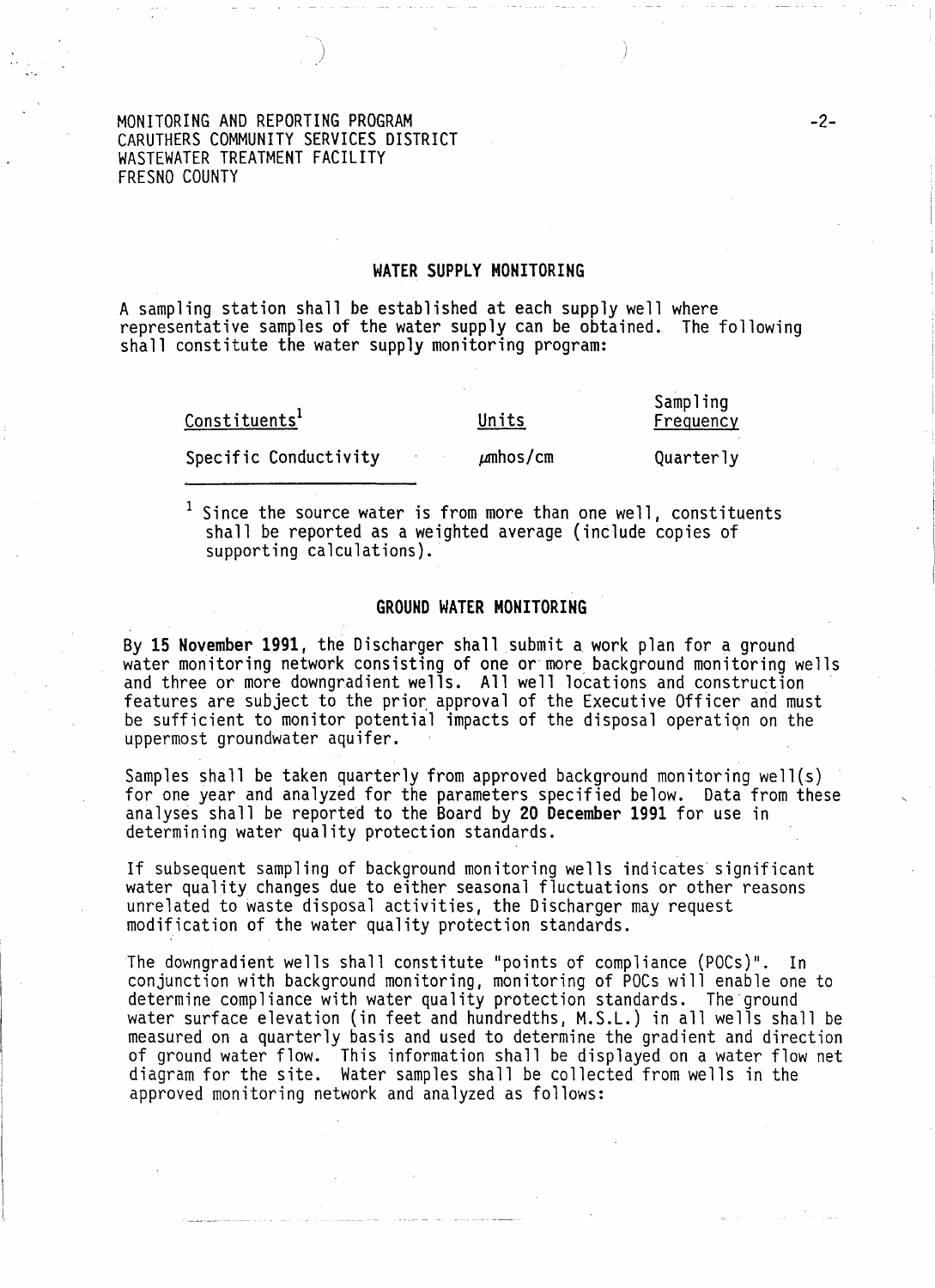MONITORING AND REPORTING PROGRAM
CARUTHERS COMMUNITY SERVICES DISTRICT
WASTEWATER TREATMENT FACILITY
FRESNO COUNTY

## WATER SUPPLY MONITORING

A sampling station shall be established at each supply well where representative samples of the water supply can be obtained. The following shall constitute the water supply monitoring program:

| Constituents[1] | Units | Sampling Frequency |
|---|---|---|
| Specific Conductivity | µmhos/cm | Quarterly |

[1] Since the source water is from more than one well, constituents shall be reported as a weighted average (include copies of supporting calculations).

## GROUND WATER MONITORING

By **15 November 1991**, the Discharger shall submit a work plan for a ground water monitoring network consisting of one or more background monitoring wells and three or more downgradient wells. All well locations and construction features are subject to the prior approval of the Executive Officer and must be sufficient to monitor potential impacts of the disposal operation on the uppermost groundwater aquifer.

Samples shall be taken quarterly from approved background monitoring well(s) for one year and analyzed for the parameters specified below. Data from these analyses shall be reported to the Board by **20 December 1991** for use in determining water quality protection standards.

If subsequent sampling of background monitoring wells indicates significant water quality changes due to either seasonal fluctuations or other reasons unrelated to waste disposal activities, the Discharger may request modification of the water quality protection standards.

The downgradient wells shall constitute "points of compliance (POCs)". In conjunction with background monitoring, monitoring of POCs will enable one to determine compliance with water quality protection standards. The ground water surface elevation (in feet and hundredths, M.S.L.) in all wells shall be measured on a quarterly basis and used to determine the gradient and direction of ground water flow. This information shall be displayed on a water flow net diagram for the site. Water samples shall be collected from wells in the approved monitoring network and analyzed as follows: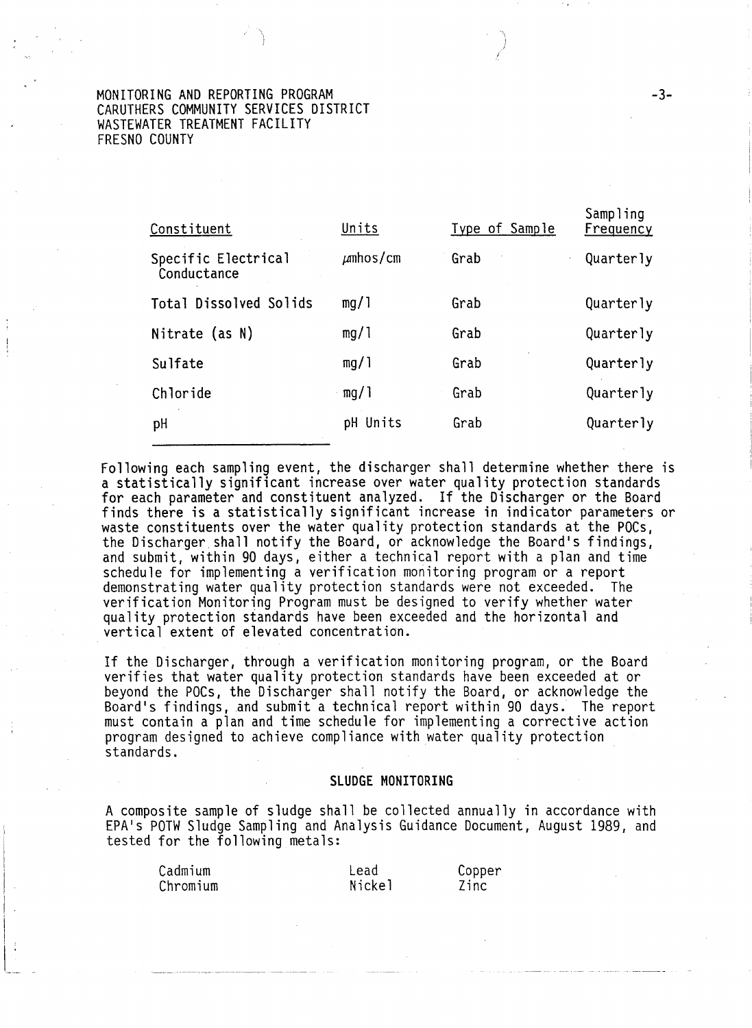MONITORING AND REPORTING PROGRAM
CARUTHERS COMMUNITY SERVICES DISTRICT
WASTEWATER TREATMENT FACILITY
FRESNO COUNTY

| Constituent | Units | Type of Sample | Sampling Frequency |
|---|---|---|---|
| Specific Electrical Conductance | µmhos/cm | Grab | Quarterly |
| Total Dissolved Solids | mg/l | Grab | Quarterly |
| Nitrate (as N) | mg/l | Grab | Quarterly |
| Sulfate | mg/l | Grab | Quarterly |
| Chloride | mg/l | Grab | Quarterly |
| pH | pH Units | Grab | Quarterly |

Following each sampling event, the discharger shall determine whether there is a statistically significant increase over water quality protection standards for each parameter and constituent analyzed. If the Discharger or the Board finds there is a statistically significant increase in indicator parameters or waste constituents over the water quality protection standards at the POCs, the Discharger shall notify the Board, or acknowledge the Board's findings, and submit, within 90 days, either a technical report with a plan and time schedule for implementing a verification monitoring program or a report demonstrating water quality protection standards were not exceeded. The verification Monitoring Program must be designed to verify whether water quality protection standards have been exceeded and the horizontal and vertical extent of elevated concentration.

If the Discharger, through a verification monitoring program, or the Board verifies that water quality protection standards have been exceeded at or beyond the POCs, the Discharger shall notify the Board, or acknowledge the Board's findings, and submit a technical report within 90 days. The report must contain a plan and time schedule for implementing a corrective action program designed to achieve compliance with water quality protection standards.

## SLUDGE MONITORING

A composite sample of sludge shall be collected annually in accordance with EPA's POTW Sludge Sampling and Analysis Guidance Document, August 1989, and tested for the following metals:

| | | |
|---|---|---|
| Cadmium | Lead | Copper |
| Chromium | Nickel | Zinc |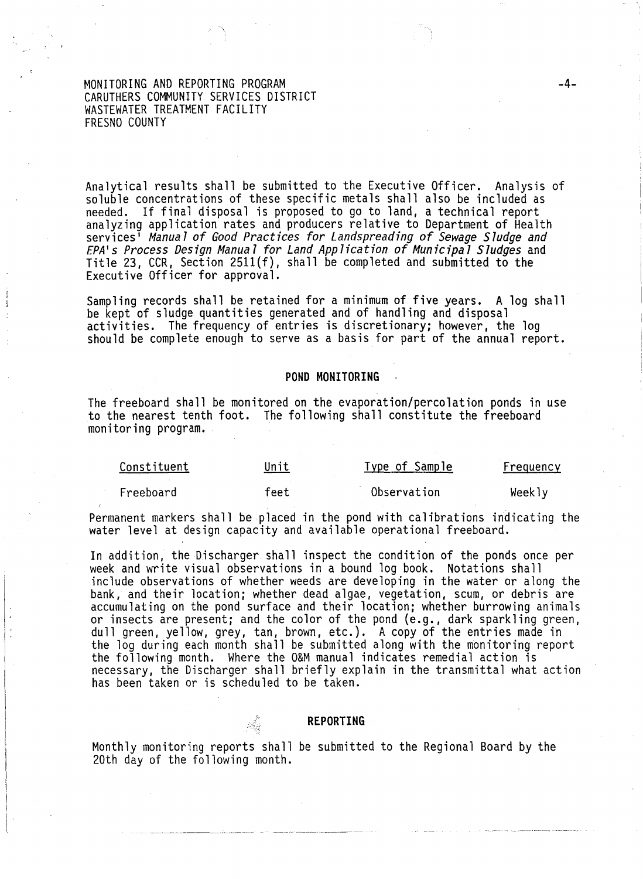Analytical results shall be submitted to the Executive Officer. Analysis of soluble concentrations of these specific metals shall also be included as needed. If final disposal is proposed to go to land, a technical report analyzing application rates and producers relative to Department of Health services' *Manual of Good Practices for Landspreading of Sewage Sludge and EPA's Process Design Manual for Land Application of Municipal Sludges* and Title 23, CCR, Section 2511(f), shall be completed and submitted to the Executive Officer for approval.

Sampling records shall be retained for a minimum of five years. A log shall be kept of sludge quantities generated and of handling and disposal activities. The frequency of entries is discretionary; however, the log should be complete enough to serve as a basis for part of the annual report.

## POND MONITORING

The freeboard shall be monitored on the evaporation/percolation ponds in use to the nearest tenth foot. The following shall constitute the freeboard monitoring program.

| Constituent | Unit | Type of Sample | Frequency |
|---|---|---|---|
| Freeboard | feet | Observation | Weekly |

Permanent markers shall be placed in the pond with calibrations indicating the water level at design capacity and available operational freeboard.

In addition, the Discharger shall inspect the condition of the ponds once per week and write visual observations in a bound log book. Notations shall include observations of whether weeds are developing in the water or along the bank, and their location; whether dead algae, vegetation, scum, or debris are accumulating on the pond surface and their location; whether burrowing animals or insects are present; and the color of the pond (e.g., dark sparkling green, dull green, yellow, grey, tan, brown, etc.). A copy of the entries made in the log during each month shall be submitted along with the monitoring report the following month. Where the O&M manual indicates remedial action is necessary, the Discharger shall briefly explain in the transmittal what action has been taken or is scheduled to be taken.

## REPORTING

Monthly monitoring reports shall be submitted to the Regional Board by the 20th day of the following month.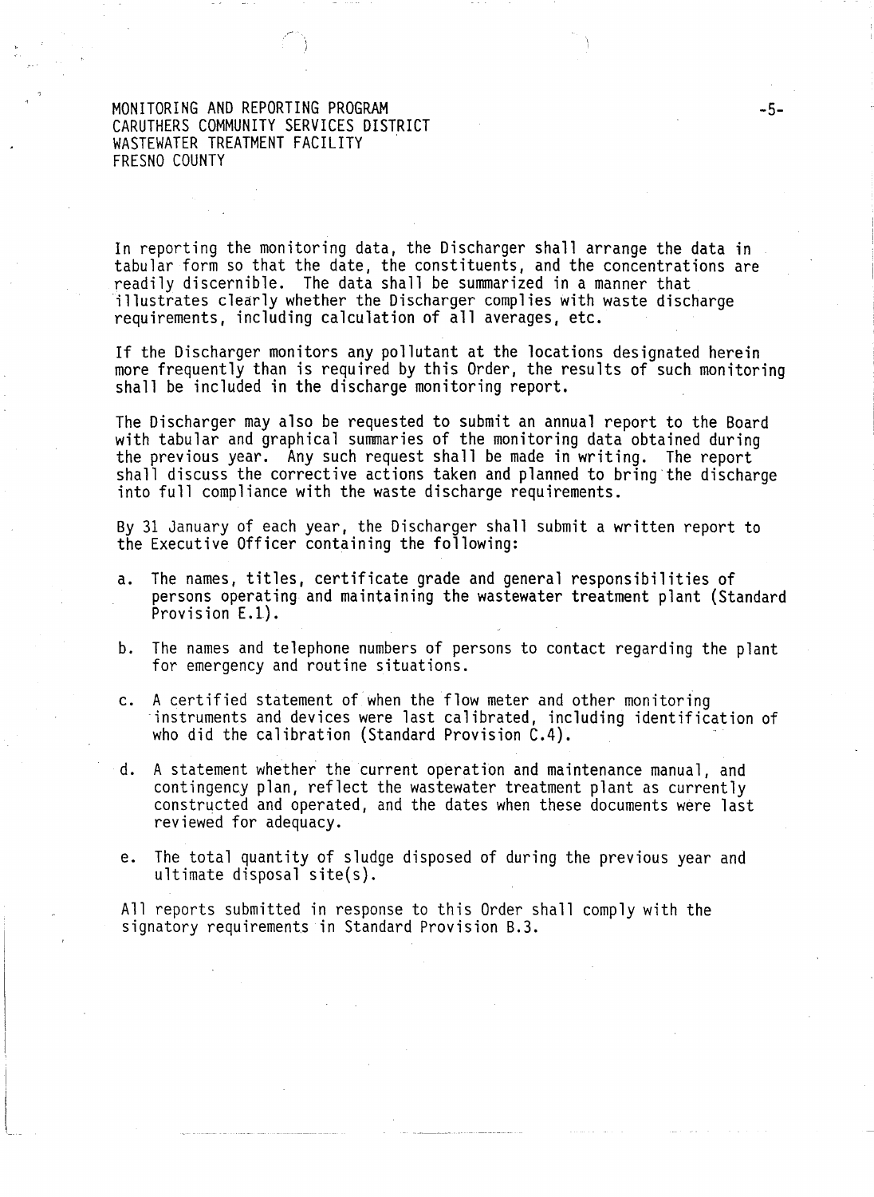In reporting the monitoring data, the Discharger shall arrange the data in tabular form so that the date, the constituents, and the concentrations are readily discernible. The data shall be summarized in a manner that illustrates clearly whether the Discharger complies with waste discharge requirements, including calculation of all averages, etc.

If the Discharger monitors any pollutant at the locations designated herein more frequently than is required by this Order, the results of such monitoring shall be included in the discharge monitoring report.

The Discharger may also be requested to submit an annual report to the Board with tabular and graphical summaries of the monitoring data obtained during the previous year. Any such request shall be made in writing. The report shall discuss the corrective actions taken and planned to bring the discharge into full compliance with the waste discharge requirements.

By 31 January of each year, the Discharger shall submit a written report to the Executive Officer containing the following:

a. The names, titles, certificate grade and general responsibilities of persons operating and maintaining the wastewater treatment plant (Standard Provision E.1).

b. The names and telephone numbers of persons to contact regarding the plant for emergency and routine situations.

c. A certified statement of when the flow meter and other monitoring instruments and devices were last calibrated, including identification of who did the calibration (Standard Provision C.4).

d. A statement whether the current operation and maintenance manual, and contingency plan, reflect the wastewater treatment plant as currently constructed and operated, and the dates when these documents were last reviewed for adequacy.

e. The total quantity of sludge disposed of during the previous year and ultimate disposal site(s).

All reports submitted in response to this Order shall comply with the signatory requirements in Standard Provision B.3.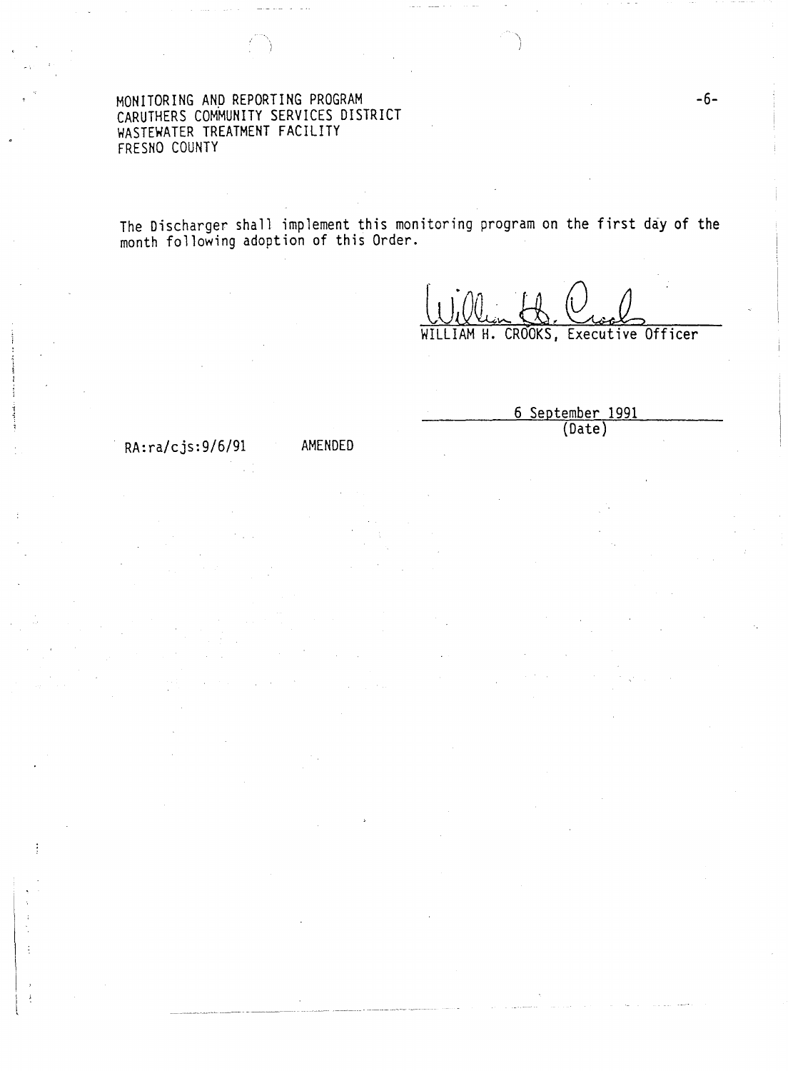MONITORING AND REPORTING PROGRAM
CARUTHERS COMMUNITY SERVICES DISTRICT
WASTEWATER TREATMENT FACILITY
FRESNO COUNTY

The Discharger shall implement this monitoring program on the first day of the month following adoption of this Order.

WILLIAM H. CROOKS, Executive Officer

6 September 1991
(Date)

RA:ra/cjs:9/6/91 AMENDED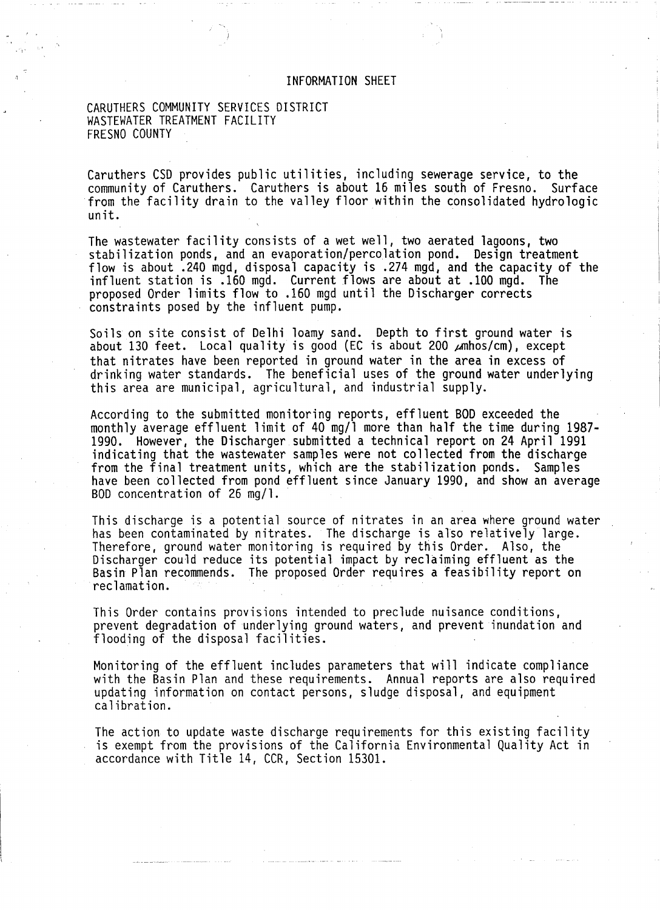# INFORMATION SHEET

CARUTHERS COMMUNITY SERVICES DISTRICT
WASTEWATER TREATMENT FACILITY
FRESNO COUNTY

Caruthers CSD provides public utilities, including sewerage service, to the community of Caruthers. Caruthers is about 16 miles south of Fresno. Surface from the facility drain to the valley floor within the consolidated hydrologic unit.

The wastewater facility consists of a wet well, two aerated lagoons, two stabilization ponds, and an evaporation/percolation pond. Design treatment flow is about .240 mgd, disposal capacity is .274 mgd, and the capacity of the influent station is .160 mgd. Current flows are about at .100 mgd. The proposed Order limits flow to .160 mgd until the Discharger corrects constraints posed by the influent pump.

Soils on site consist of Delhi loamy sand. Depth to first ground water is about 130 feet. Local quality is good (EC is about 200 µmhos/cm), except that nitrates have been reported in ground water in the area in excess of drinking water standards. The beneficial uses of the ground water underlying this area are municipal, agricultural, and industrial supply.

According to the submitted monitoring reports, effluent BOD exceeded the monthly average effluent limit of 40 mg/l more than half the time during 1987-1990. However, the Discharger submitted a technical report on 24 April 1991 indicating that the wastewater samples were not collected from the discharge from the final treatment units, which are the stabilization ponds. Samples have been collected from pond effluent since January 1990, and show an average BOD concentration of 26 mg/l.

This discharge is a potential source of nitrates in an area where ground water has been contaminated by nitrates. The discharge is also relatively large. Therefore, ground water monitoring is required by this Order. Also, the Discharger could reduce its potential impact by reclaiming effluent as the Basin Plan recommends. The proposed Order requires a feasibility report on reclamation.

This Order contains provisions intended to preclude nuisance conditions, prevent degradation of underlying ground waters, and prevent inundation and flooding of the disposal facilities.

Monitoring of the effluent includes parameters that will indicate compliance with the Basin Plan and these requirements. Annual reports are also required updating information on contact persons, sludge disposal, and equipment calibration.

The action to update waste discharge requirements for this existing facility is exempt from the provisions of the California Environmental Quality Act in accordance with Title 14, CCR, Section 15301.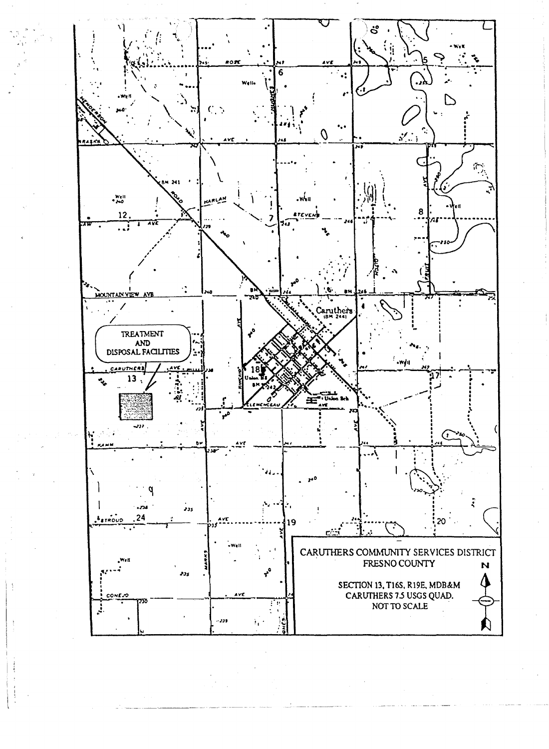TREATMENT AND DISPOSAL FACILITIES

CARUTHERS COMMUNITY SERVICES DISTRICT
FRESNO COUNTY

SECTION 13, T16S, R19E, MDB&M
CARUTHERS 7.5 USGS QUAD.
NOT TO SCALE

N